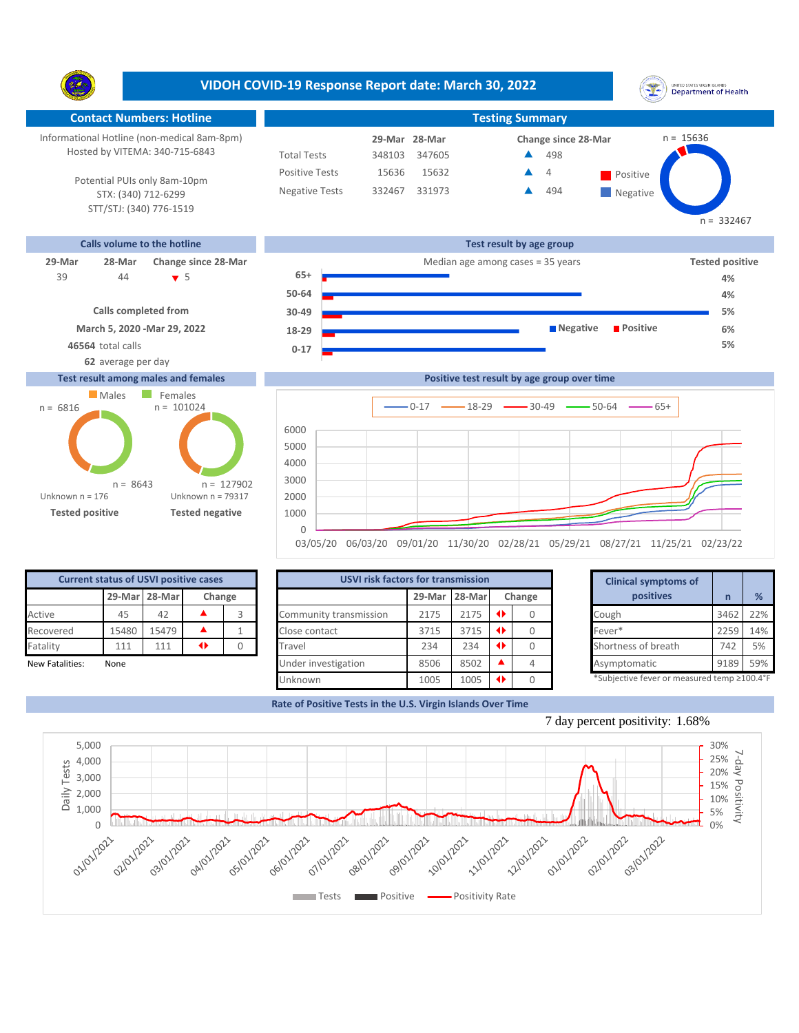# VIDOH COVID-19 Response Report date: March 30, 2022

## Contact Numbers: Hotline

Informational Hotline (non-medical 8am-8pm)
Hosted by VITEMA: 340-715-6843

Potential PUIs only 8am-10pm
STX: (340) 712-6299
STT/STJ: (340) 776-1519

## Testing Summary

| | 29-Mar | 28-Mar | Change since 28-Mar |
|---|---|---|---|
| Total Tests | 348103 | 347605 | ▲ 498 |
| Positive Tests | 15636 | 15632 | ▲ 4 |
| Negative Tests | 332467 | 331973 | ▲ 494 |

Positive n = 15636; Negative n = 332467

## Calls volume to the hotline

| 29-Mar | 28-Mar | Change since 28-Mar |
|---|---|---|
| 39 | 44 | ▼ 5 |

**Calls completed from**
**March 5, 2020 -Mar 29, 2022**
**46564** total calls
**62** average per day

## Test result by age group

Median age among cases = 35 years

| Age group | Tested positive |
|---|---|
| 65+ | 4% |
| 50-64 | 4% |
| 30-49 | 5% |
| 18-29 | 6% |
| 0-17 | 5% |

## Test result among males and females

| | Males | Females |
|---|---|---|
| Tested positive | n = 6816 | n = 8643 |
| Tested negative | n = 101024 | n = 127902 |

Tested positive: Unknown n = 176
Tested negative: Unknown n = 79317

## Positive test result by age group over time

Legend: 0-17, 18-29, 30-49, 50-64, 65+

## Current status of USVI positive cases

| | 29-Mar | 28-Mar | Change | |
|---|---|---|---|---|
| Active | 45 | 42 | ▲ | 3 |
| Recovered | 15480 | 15479 | ▲ | 1 |
| Fatality | 111 | 111 | ◆ | 0 |

New Fatalities: None

## USVI risk factors for transmission

| | 29-Mar | 28-Mar | Change | |
|---|---|---|---|---|
| Community transmission | 2175 | 2175 | ◆ | 0 |
| Close contact | 3715 | 3715 | ◆ | 0 |
| Travel | 234 | 234 | ◆ | 0 |
| Under investigation | 8506 | 8502 | ▲ | 4 |
| Unknown | 1005 | 1005 | ◆ | 0 |

## Clinical symptoms of positives

| Clinical symptoms of positives | n | % |
|---|---|---|
| Cough | 3462 | 22% |
| Fever* | 2259 | 14% |
| Shortness of breath | 742 | 5% |
| Asymptomatic | 9189 | 59% |

*Subjective fever or measured temp ≥100.4°F

## Rate of Positive Tests in the U.S. Virgin Islands Over Time

7 day percent positivity: 1.68%

Legend: Tests, Positive, Positivity Rate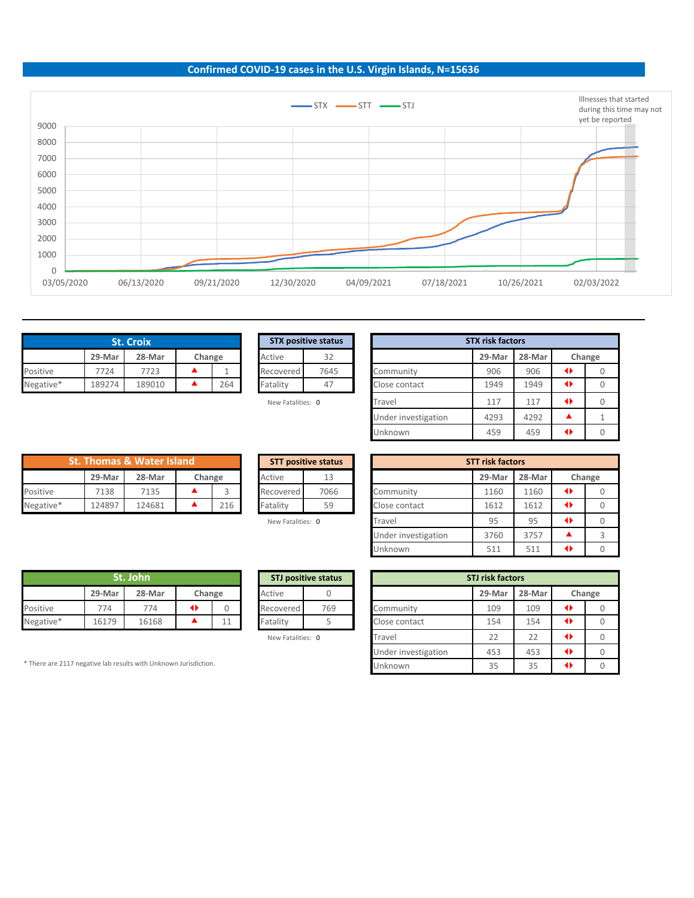## Confirmed COVID-19 cases in the U.S. Virgin Islands, N=15636

STX STT STJ

Illnesses that started during this time may not yet be reported

9000
8000
7000
6000
5000
4000
3000
2000
1000
0

03/05/2020 06/13/2020 09/21/2020 12/30/2020 04/09/2021 07/18/2021 10/26/2021 02/03/2022

| St. Croix | 29-Mar | 28-Mar | Change | |
|---|---|---|---|---|
| Positive | 7724 | 7723 | ▲ | 1 |
| Negative* | 189274 | 189010 | ▲ | 264 |

| STX positive status | |
|---|---|
| Active | 32 |
| Recovered | 7645 |
| Fatality | 47 |

New Fatalities: 0

| STX risk factors | 29-Mar | 28-Mar | Change | |
|---|---|---|---|---|
| Community | 906 | 906 | ◆ | 0 |
| Close contact | 1949 | 1949 | ◆ | 0 |
| Travel | 117 | 117 | ◆ | 0 |
| Under investigation | 4293 | 4292 | ▲ | 1 |
| Unknown | 459 | 459 | ◆ | 0 |

| St. Thomas & Water Island | 29-Mar | 28-Mar | Change | |
|---|---|---|---|---|
| Positive | 7138 | 7135 | ▲ | 3 |
| Negative* | 124897 | 124681 | ▲ | 216 |

| STT positive status | |
|---|---|
| Active | 13 |
| Recovered | 7066 |
| Fatality | 59 |

New Fatalities: 0

| STT risk factors | 29-Mar | 28-Mar | Change | |
|---|---|---|---|---|
| Community | 1160 | 1160 | ◆ | 0 |
| Close contact | 1612 | 1612 | ◆ | 0 |
| Travel | 95 | 95 | ◆ | 0 |
| Under investigation | 3760 | 3757 | ▲ | 3 |
| Unknown | 511 | 511 | ◆ | 0 |

| St. John | 29-Mar | 28-Mar | Change | |
|---|---|---|---|---|
| Positive | 774 | 774 | ◆ | 0 |
| Negative* | 16179 | 16168 | ▲ | 11 |

| STJ positive status | |
|---|---|
| Active | 0 |
| Recovered | 769 |
| Fatality | 5 |

New Fatalities: 0

| STJ risk factors | 29-Mar | 28-Mar | Change | |
|---|---|---|---|---|
| Community | 109 | 109 | ◆ | 0 |
| Close contact | 154 | 154 | ◆ | 0 |
| Travel | 22 | 22 | ◆ | 0 |
| Under investigation | 453 | 453 | ◆ | 0 |
| Unknown | 35 | 35 | ◆ | 0 |

* There are 2117 negative lab results with Unknown Jurisdiction.